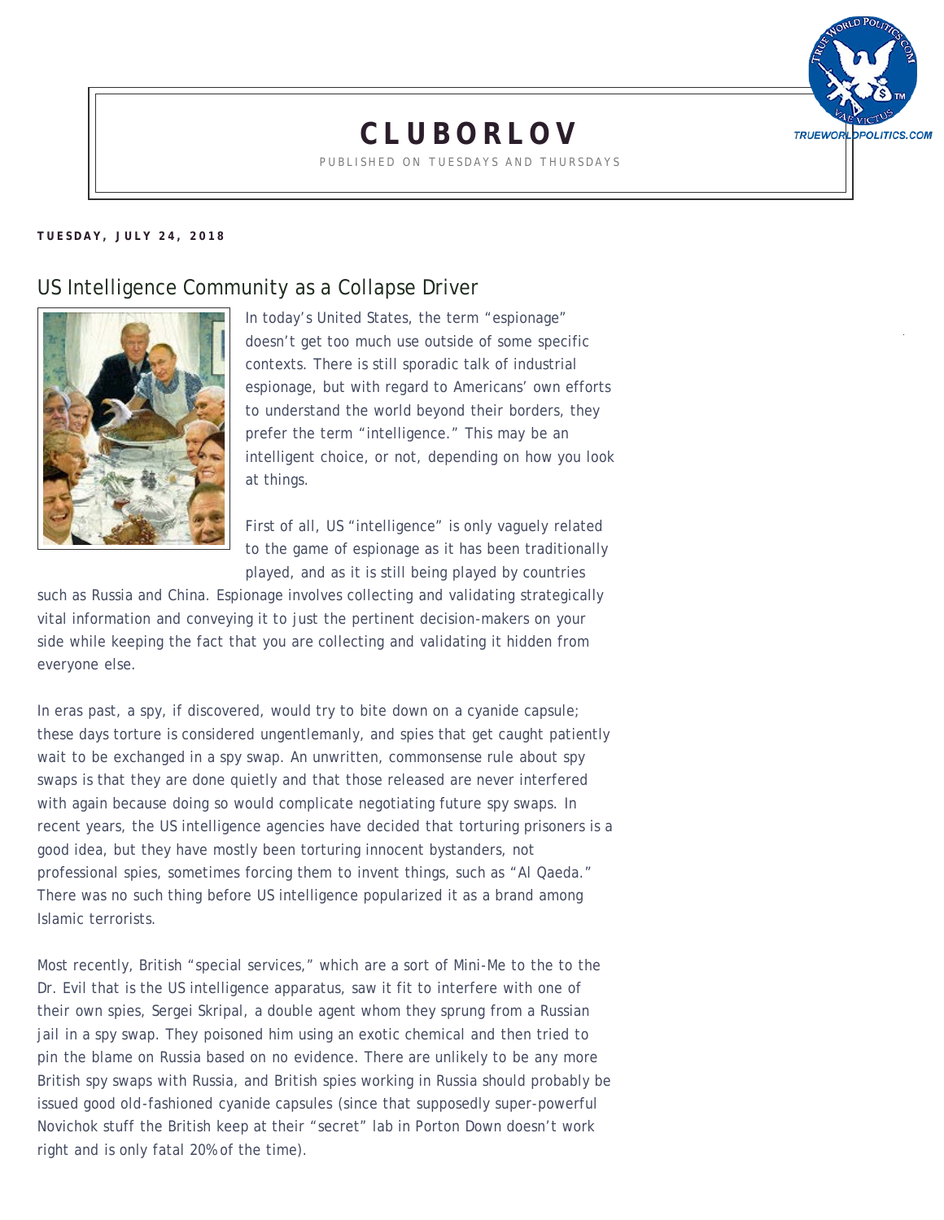# CLUBORLOV

PUBLISHED ON TUESDAYS AND THURSDAYS

**TUESDAY, JULY 24, 2018**

## US Intelligence Community as a Collapse Driver

In today's United States, the term "espionage" doesn't get too much use outside of some specific contexts. There is still sporadic talk of industrial espionage, but with regard to Americans' own efforts to understand the world beyond their borders, they prefer the term "intelligence." This may be an intelligent choice, or not, depending on how you look at things.

First of all, US "intelligence" is only vaguely related to the game of espionage as it has been traditionally played, and as it is still being played by countries such as Russia and China. Espionage involves collecting and validating strategically vital information and conveying it to just the pertinent decision-makers on your side while keeping the fact that you are collecting and validating it hidden from everyone else.

In eras past, a spy, if discovered, would try to bite down on a cyanide capsule; these days torture is considered ungentlemanly, and spies that get caught patiently wait to be exchanged in a spy swap. An unwritten, commonsense rule about spy swaps is that they are done quietly and that those released are never interfered with again because doing so would complicate negotiating future spy swaps. In recent years, the US intelligence agencies have decided that torturing prisoners is a good idea, but they have mostly been torturing innocent bystanders, not professional spies, sometimes forcing them to invent things, such as "Al Qaeda." There was no such thing before US intelligence popularized it as a brand among Islamic terrorists.

Most recently, British "special services," which are a sort of Mini-Me to the to the Dr. Evil that is the US intelligence apparatus, saw it fit to interfere with one of their own spies, Sergei Skripal, a double agent whom they sprung from a Russian jail in a spy swap. They poisoned him using an exotic chemical and then tried to pin the blame on Russia based on no evidence. There are unlikely to be any more British spy swaps with Russia, and British spies working in Russia should probably be issued good old-fashioned cyanide capsules (since that supposedly super-powerful Novichok stuff the British keep at their "secret" lab in Porton Down doesn't work right and is only fatal 20% of the time).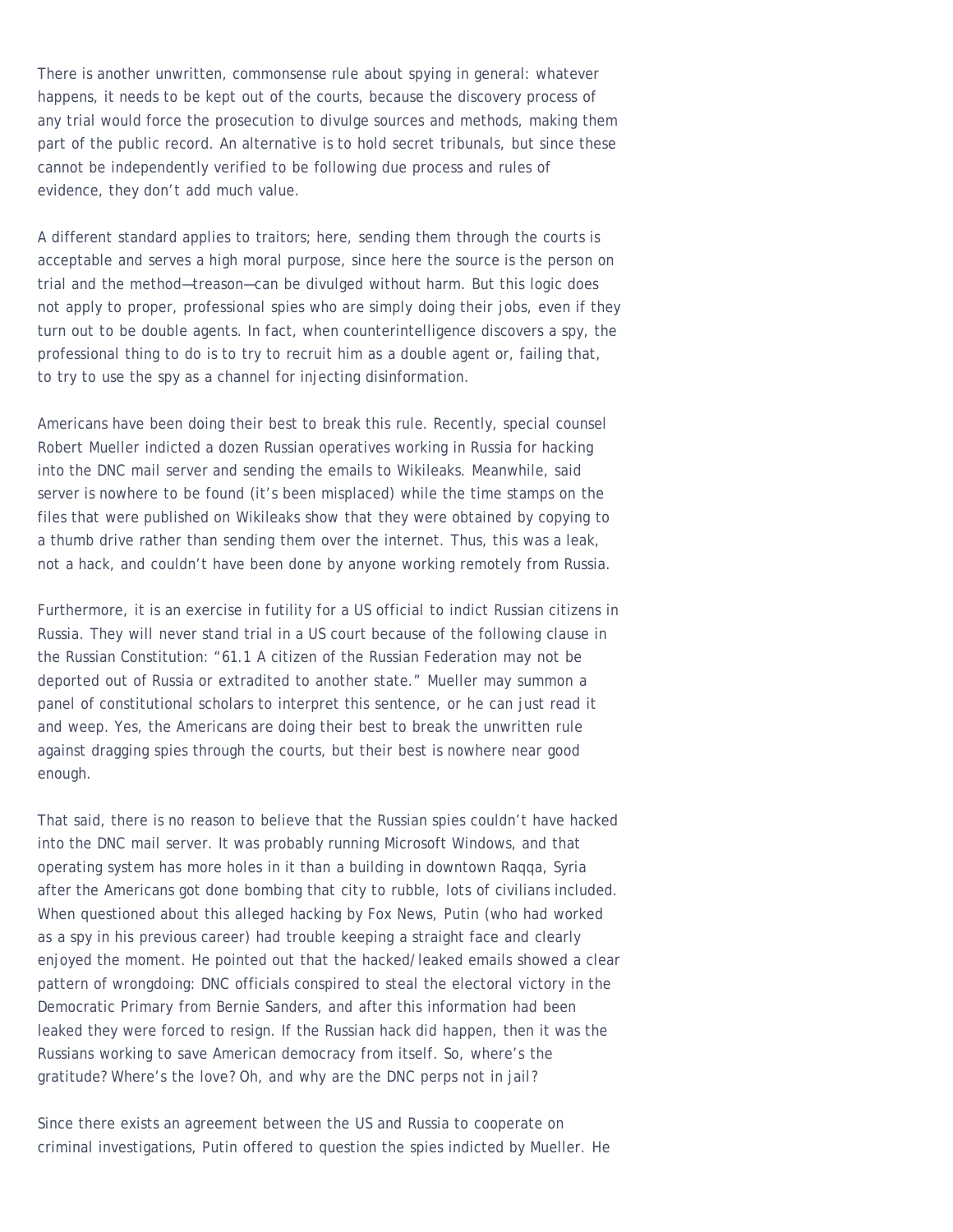There is another unwritten, commonsense rule about spying in general: whatever happens, it needs to be kept out of the courts, because the discovery process of any trial would force the prosecution to divulge sources and methods, making them part of the public record. An alternative is to hold secret tribunals, but since these cannot be independently verified to be following due process and rules of evidence, they don't add much value.

A different standard applies to traitors; here, sending them through the courts is acceptable and serves a high moral purpose, since here the source is the person on trial and the method—treason—can be divulged without harm. But this logic does not apply to proper, professional spies who are simply doing their jobs, even if they turn out to be double agents. In fact, when counterintelligence discovers a spy, the professional thing to do is to try to recruit him as a double agent or, failing that, to try to use the spy as a channel for injecting disinformation.

Americans have been doing their best to break this rule. Recently, special counsel Robert Mueller indicted a dozen Russian operatives working in Russia for hacking into the DNC mail server and sending the emails to Wikileaks. Meanwhile, said server is nowhere to be found (it's been misplaced) while the time stamps on the files that were published on Wikileaks show that they were obtained by copying to a thumb drive rather than sending them over the internet. Thus, this was a leak, not a hack, and couldn't have been done by anyone working remotely from Russia.

Furthermore, it is an exercise in futility for a US official to indict Russian citizens in Russia. They will never stand trial in a US court because of the following clause in the Russian Constitution: "61.1 A citizen of the Russian Federation may not be deported out of Russia or extradited to another state." Mueller may summon a panel of constitutional scholars to interpret this sentence, or he can just read it and weep. Yes, the Americans are doing their best to break the unwritten rule against dragging spies through the courts, but their best is nowhere near good enough.

That said, there is no reason to believe that the Russian spies couldn't have hacked into the DNC mail server. It was probably running Microsoft Windows, and that operating system has more holes in it than a building in downtown Raqqa, Syria after the Americans got done bombing that city to rubble, lots of civilians included. When questioned about this alleged hacking by Fox News, Putin (who had worked as a spy in his previous career) had trouble keeping a straight face and clearly enjoyed the moment. He pointed out that the hacked/leaked emails showed a clear pattern of wrongdoing: DNC officials conspired to steal the electoral victory in the Democratic Primary from Bernie Sanders, and after this information had been leaked they were forced to resign. If the Russian hack did happen, then it was the Russians working to save American democracy from itself. So, where's the gratitude? Where's the love? Oh, and why are the DNC perps not in jail?

Since there exists an agreement between the US and Russia to cooperate on criminal investigations, Putin offered to question the spies indicted by Mueller. He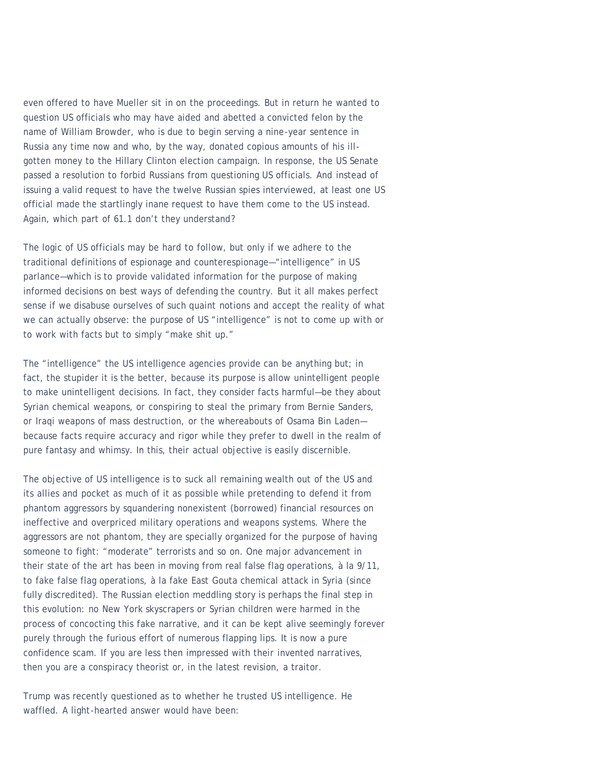even offered to have Mueller sit in on the proceedings. But in return he wanted to question US officials who may have aided and abetted a convicted felon by the name of William Browder, who is due to begin serving a nine-year sentence in Russia any time now and who, by the way, donated copious amounts of his ill-gotten money to the Hillary Clinton election campaign. In response, the US Senate passed a resolution to forbid Russians from questioning US officials. And instead of issuing a valid request to have the twelve Russian spies interviewed, at least one US official made the startlingly inane request to have them come to the US instead. Again, which part of 61.1 don't they understand?

The logic of US officials may be hard to follow, but only if we adhere to the traditional definitions of espionage and counterespionage—"intelligence" in US parlance—which is to provide validated information for the purpose of making informed decisions on best ways of defending the country. But it all makes perfect sense if we disabuse ourselves of such quaint notions and accept the reality of what we can actually observe: the purpose of US "intelligence" is not to come up with or to work with facts but to simply "make shit up."

The "intelligence" the US intelligence agencies provide can be anything but; in fact, the stupider it is the better, because its purpose is allow unintelligent people to make unintelligent decisions. In fact, they consider facts harmful—be they about Syrian chemical weapons, or conspiring to steal the primary from Bernie Sanders, or Iraqi weapons of mass destruction, or the whereabouts of Osama Bin Laden—because facts require accuracy and rigor while they prefer to dwell in the realm of pure fantasy and whimsy. In this, their actual objective is easily discernible.

The objective of US intelligence is to suck all remaining wealth out of the US and its allies and pocket as much of it as possible while pretending to defend it from phantom aggressors by squandering nonexistent (borrowed) financial resources on ineffective and overpriced military operations and weapons systems. Where the aggressors are not phantom, they are specially organized for the purpose of having someone to fight: "moderate" terrorists and so on. One major advancement in their state of the art has been in moving from real false flag operations, à la 9/11, to fake false flag operations, à la fake East Gouta chemical attack in Syria (since fully discredited). The Russian election meddling story is perhaps the final step in this evolution: no New York skyscrapers or Syrian children were harmed in the process of concocting this fake narrative, and it can be kept alive seemingly forever purely through the furious effort of numerous flapping lips. It is now a pure confidence scam. If you are less then impressed with their invented narratives, then you are a conspiracy theorist or, in the latest revision, a traitor.

Trump was recently questioned as to whether he trusted US intelligence. He waffled. A light-hearted answer would have been: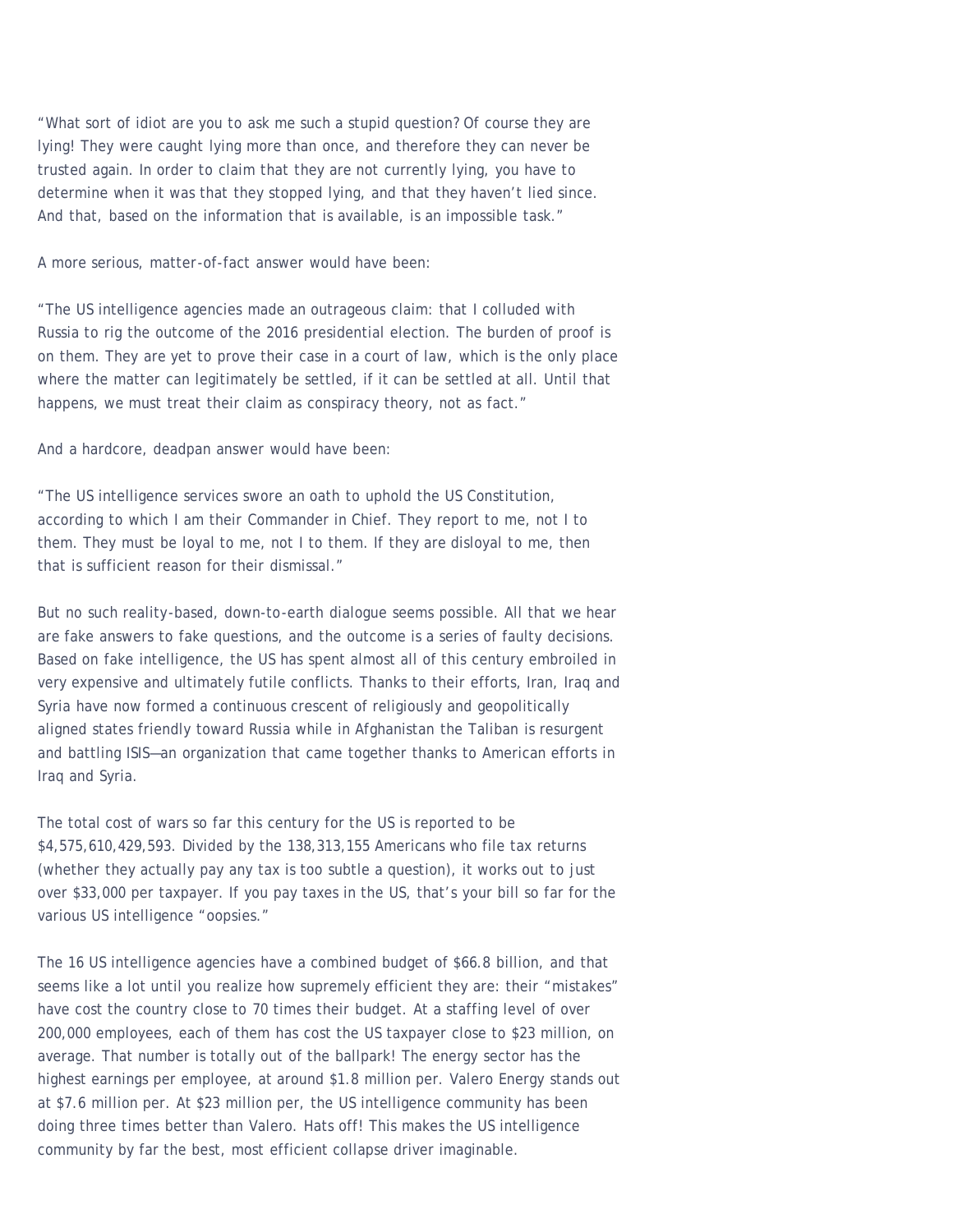"What sort of idiot are you to ask me such a stupid question? Of course they are lying! They were caught lying more than once, and therefore they can never be trusted again. In order to claim that they are not currently lying, you have to determine when it was that they stopped lying, and that they haven't lied since. And that, based on the information that is available, is an impossible task."

A more serious, matter-of-fact answer would have been:

"The US intelligence agencies made an outrageous claim: that I colluded with Russia to rig the outcome of the 2016 presidential election. The burden of proof is on them. They are yet to prove their case in a court of law, which is the only place where the matter can legitimately be settled, if it can be settled at all. Until that happens, we must treat their claim as conspiracy theory, not as fact."

And a hardcore, deadpan answer would have been:

"The US intelligence services swore an oath to uphold the US Constitution, according to which I am their Commander in Chief. They report to me, not I to them. They must be loyal to me, not I to them. If they are disloyal to me, then that is sufficient reason for their dismissal."

But no such reality-based, down-to-earth dialogue seems possible. All that we hear are fake answers to fake questions, and the outcome is a series of faulty decisions. Based on fake intelligence, the US has spent almost all of this century embroiled in very expensive and ultimately futile conflicts. Thanks to their efforts, Iran, Iraq and Syria have now formed a continuous crescent of religiously and geopolitically aligned states friendly toward Russia while in Afghanistan the Taliban is resurgent and battling ISIS—an organization that came together thanks to American efforts in Iraq and Syria.

The total cost of wars so far this century for the US is reported to be $4,575,610,429,593. Divided by the 138,313,155 Americans who file tax returns (whether they actually pay any tax is too subtle a question), it works out to just over $33,000 per taxpayer. If you pay taxes in the US, that's your bill so far for the various US intelligence "oopsies."

The 16 US intelligence agencies have a combined budget of $66.8 billion, and that seems like a lot until you realize how supremely efficient they are: their "mistakes" have cost the country close to 70 times their budget. At a staffing level of over 200,000 employees, each of them has cost the US taxpayer close to $23 million, on average. That number is totally out of the ballpark! The energy sector has the highest earnings per employee, at around $1.8 million per. Valero Energy stands out at $7.6 million per. At $23 million per, the US intelligence community has been doing three times better than Valero. Hats off! This makes the US intelligence community by far the best, most efficient collapse driver imaginable.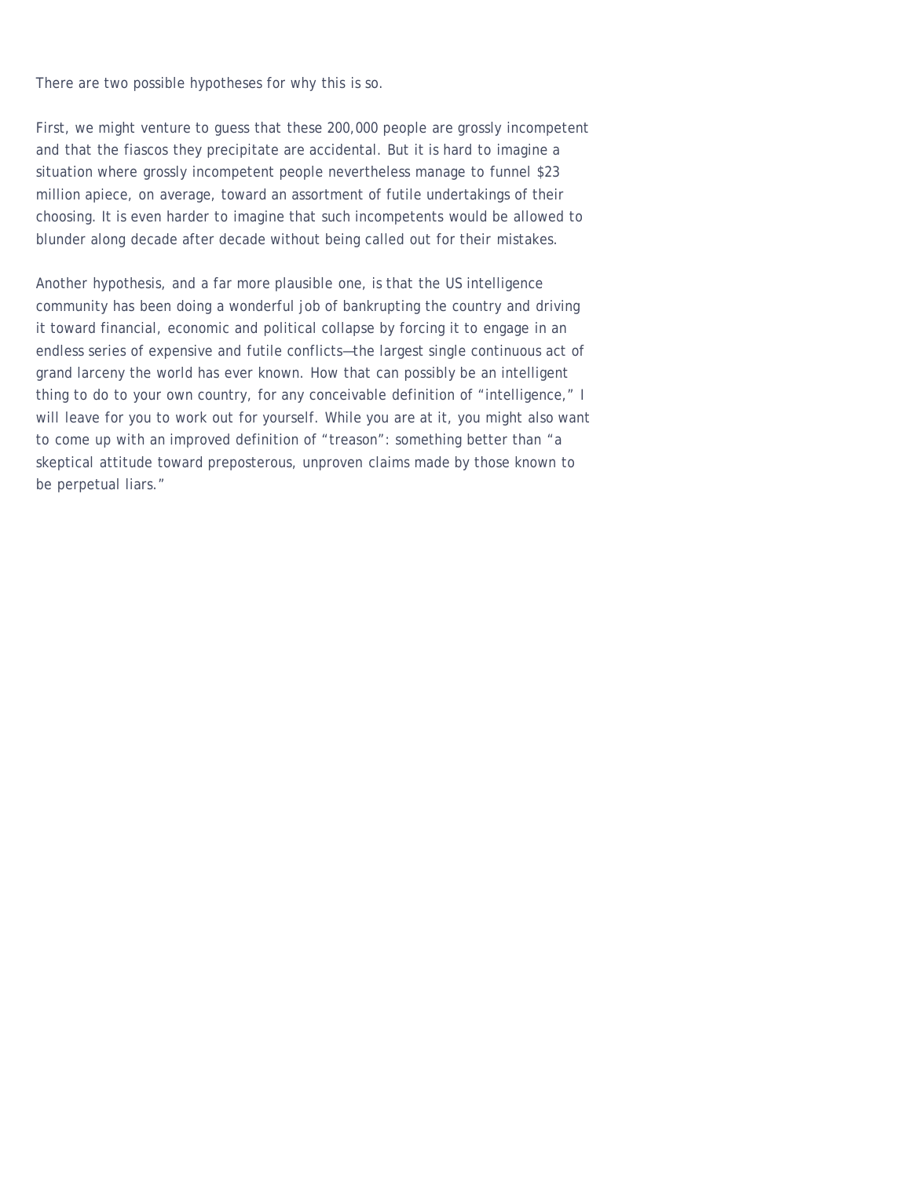There are two possible hypotheses for why this is so.

First, we might venture to guess that these 200,000 people are grossly incompetent and that the fiascos they precipitate are accidental. But it is hard to imagine a situation where grossly incompetent people nevertheless manage to funnel $23 million apiece, on average, toward an assortment of futile undertakings of their choosing. It is even harder to imagine that such incompetents would be allowed to blunder along decade after decade without being called out for their mistakes.

Another hypothesis, and a far more plausible one, is that the US intelligence community has been doing a wonderful job of bankrupting the country and driving it toward financial, economic and political collapse by forcing it to engage in an endless series of expensive and futile conflicts—the largest single continuous act of grand larceny the world has ever known. How that can possibly be an intelligent thing to do to your own country, for any conceivable definition of "intelligence," I will leave for you to work out for yourself. While you are at it, you might also want to come up with an improved definition of "treason": something better than "a skeptical attitude toward preposterous, unproven claims made by those known to be perpetual liars."